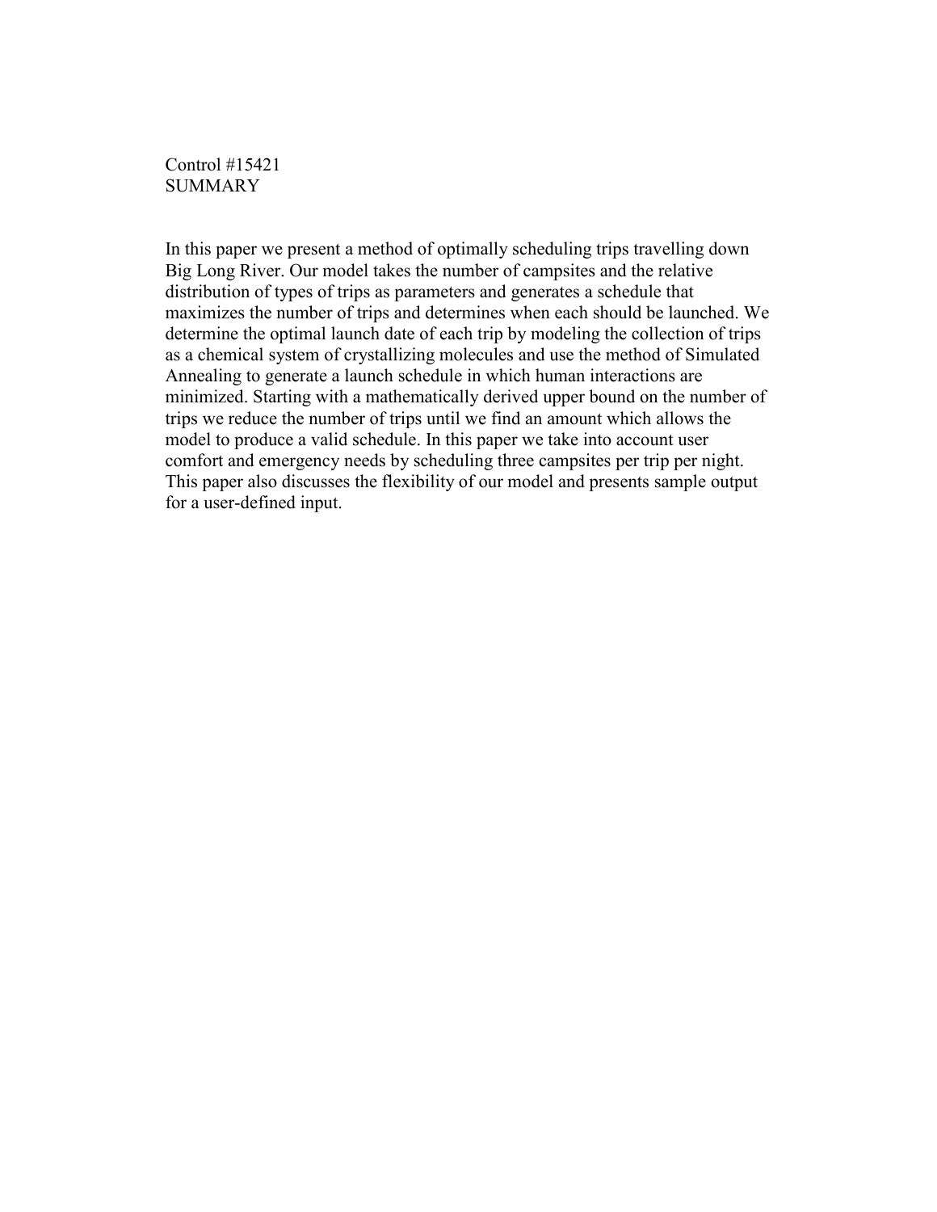Control #15421

# SUMMARY

In this paper we present a method of optimally scheduling trips travelling down Big Long River. Our model takes the number of campsites and the relative distribution of types of trips as parameters and generates a schedule that maximizes the number of trips and determines when each should be launched. We determine the optimal launch date of each trip by modeling the collection of trips as a chemical system of crystallizing molecules and use the method of Simulated Annealing to generate a launch schedule in which human interactions are minimized. Starting with a mathematically derived upper bound on the number of trips we reduce the number of trips until we find an amount which allows the model to produce a valid schedule. In this paper we take into account user comfort and emergency needs by scheduling three campsites per trip per night. This paper also discusses the flexibility of our model and presents sample output for a user-defined input.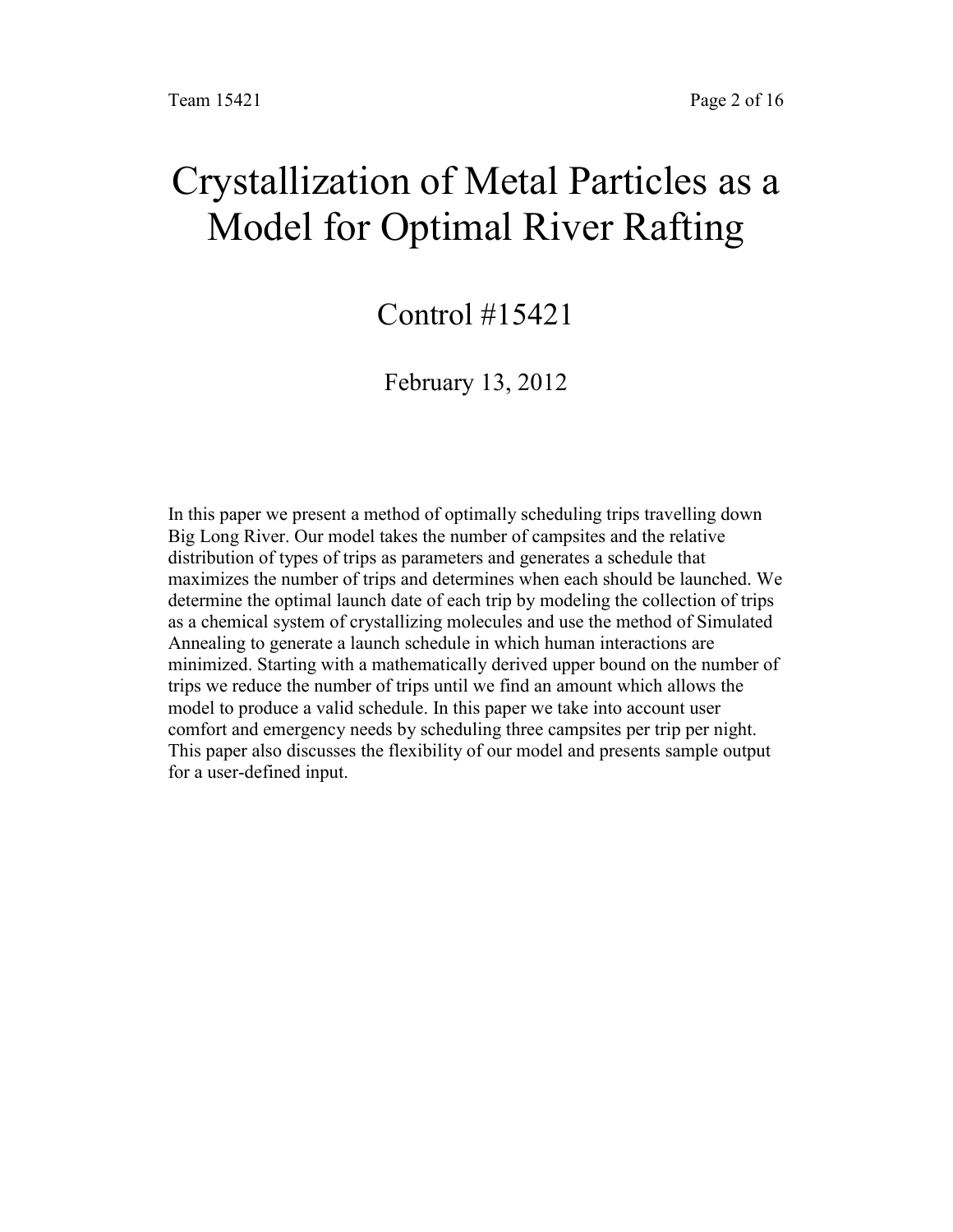# Crystallization of Metal Particles as a Model for Optimal River Rafting

Control #15421

February 13, 2012

In this paper we present a method of optimally scheduling trips travelling down Big Long River. Our model takes the number of campsites and the relative distribution of types of trips as parameters and generates a schedule that maximizes the number of trips and determines when each should be launched. We determine the optimal launch date of each trip by modeling the collection of trips as a chemical system of crystallizing molecules and use the method of Simulated Annealing to generate a launch schedule in which human interactions are minimized. Starting with a mathematically derived upper bound on the number of trips we reduce the number of trips until we find an amount which allows the model to produce a valid schedule. In this paper we take into account user comfort and emergency needs by scheduling three campsites per trip per night. This paper also discusses the flexibility of our model and presents sample output for a user-defined input.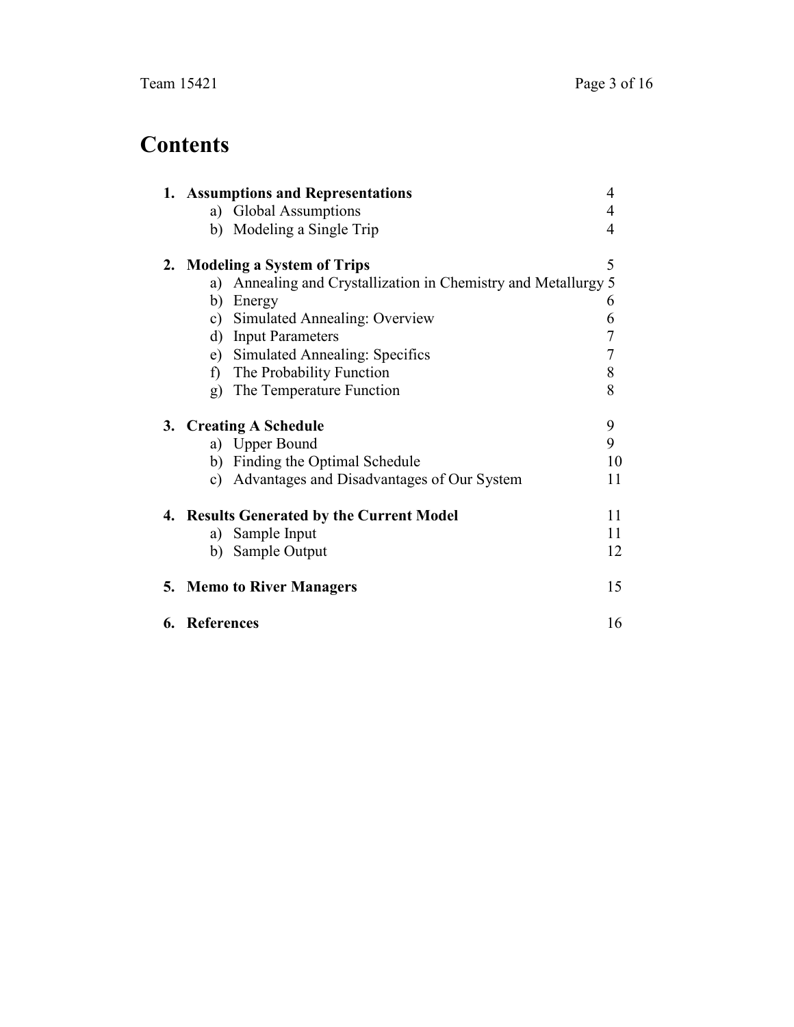# Contents

1. **Assumptions and Representations** 4
   a) Global Assumptions 4
   b) Modeling a Single Trip 4

2. **Modeling a System of Trips** 5
   a) Annealing and Crystallization in Chemistry and Metallurgy 5
   b) Energy 6
   c) Simulated Annealing: Overview 6
   d) Input Parameters 7
   e) Simulated Annealing: Specifics 7
   f) The Probability Function 8
   g) The Temperature Function 8

3. **Creating A Schedule** 9
   a) Upper Bound 9
   b) Finding the Optimal Schedule 10
   c) Advantages and Disadvantages of Our System 11

4. **Results Generated by the Current Model** 11
   a) Sample Input 11
   b) Sample Output 12

5. **Memo to River Managers** 15

6. **References** 16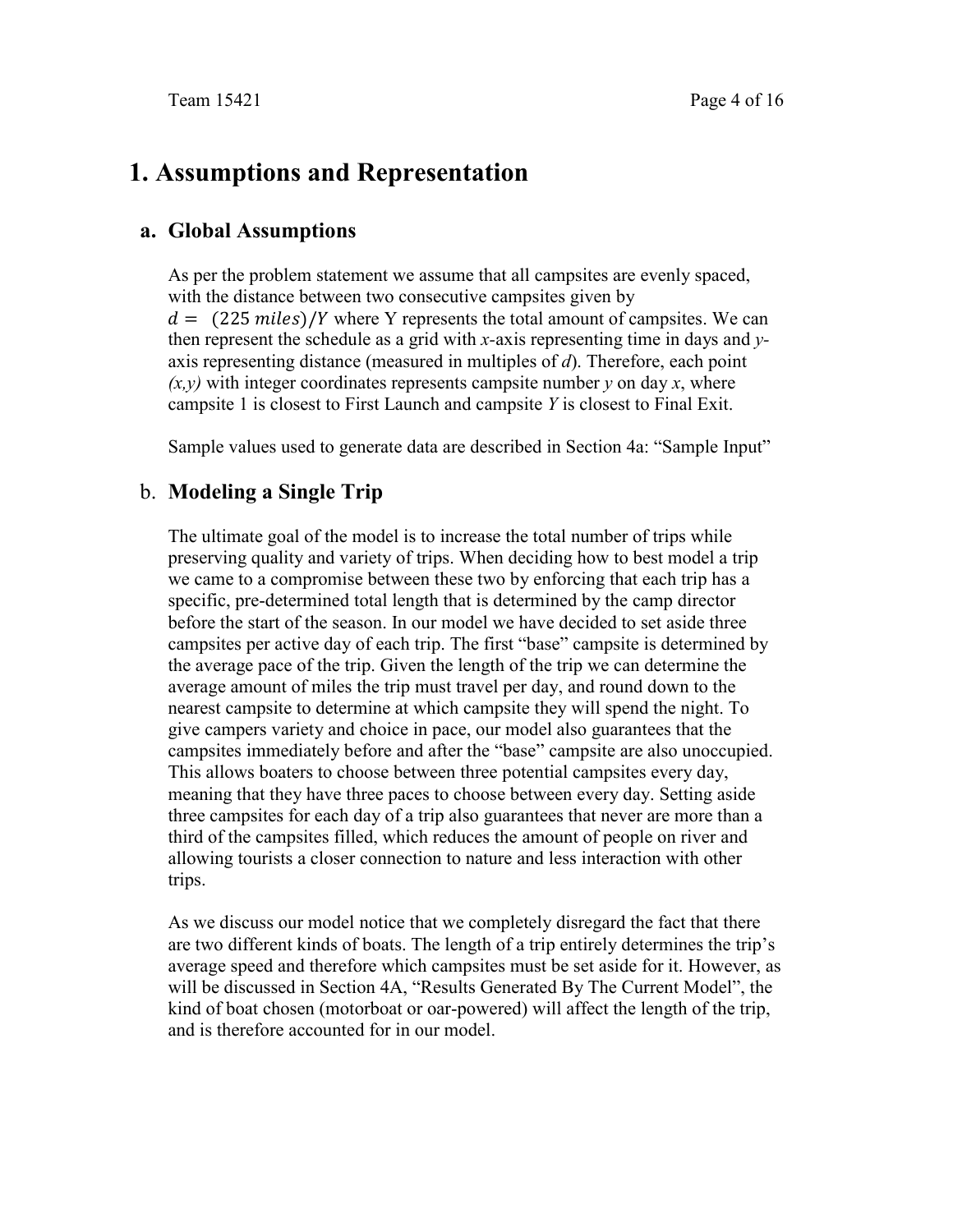# 1. Assumptions and Representation

## a. Global Assumptions

As per the problem statement we assume that all campsites are evenly spaced, with the distance between two consecutive campsites given by $d = (225\ miles)/Y$ where Y represents the total amount of campsites. We can then represent the schedule as a grid with *x*-axis representing time in days and *y*-axis representing distance (measured in multiples of *d*). Therefore, each point *(x,y)* with integer coordinates represents campsite number *y* on day *x*, where campsite 1 is closest to First Launch and campsite *Y* is closest to Final Exit.

Sample values used to generate data are described in Section 4a: "Sample Input"

## b. Modeling a Single Trip

The ultimate goal of the model is to increase the total number of trips while preserving quality and variety of trips. When deciding how to best model a trip we came to a compromise between these two by enforcing that each trip has a specific, pre-determined total length that is determined by the camp director before the start of the season. In our model we have decided to set aside three campsites per active day of each trip. The first "base" campsite is determined by the average pace of the trip. Given the length of the trip we can determine the average amount of miles the trip must travel per day, and round down to the nearest campsite to determine at which campsite they will spend the night. To give campers variety and choice in pace, our model also guarantees that the campsites immediately before and after the "base" campsite are also unoccupied. This allows boaters to choose between three potential campsites every day, meaning that they have three paces to choose between every day. Setting aside three campsites for each day of a trip also guarantees that never are more than a third of the campsites filled, which reduces the amount of people on river and allowing tourists a closer connection to nature and less interaction with other trips.

As we discuss our model notice that we completely disregard the fact that there are two different kinds of boats. The length of a trip entirely determines the trip's average speed and therefore which campsites must be set aside for it. However, as will be discussed in Section 4A, "Results Generated By The Current Model", the kind of boat chosen (motorboat or oar-powered) will affect the length of the trip, and is therefore accounted for in our model.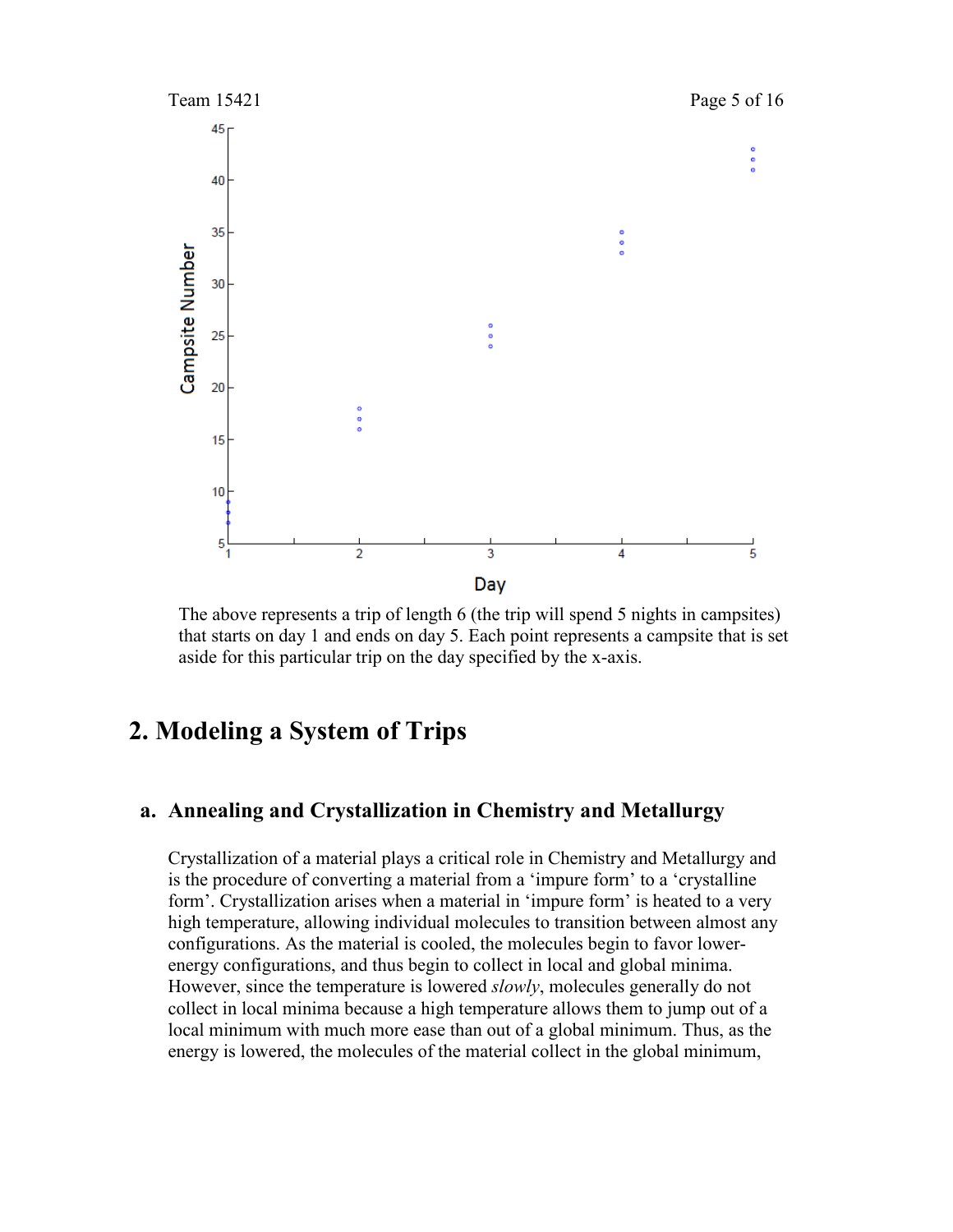The above represents a trip of length 6 (the trip will spend 5 nights in campsites) that starts on day 1 and ends on day 5. Each point represents a campsite that is set aside for this particular trip on the day specified by the x-axis.

## 2. Modeling a System of Trips

### a. Annealing and Crystallization in Chemistry and Metallurgy

Crystallization of a material plays a critical role in Chemistry and Metallurgy and is the procedure of converting a material from a 'impure form' to a 'crystalline form'. Crystallization arises when a material in 'impure form' is heated to a very high temperature, allowing individual molecules to transition between almost any configurations. As the material is cooled, the molecules begin to favor lower-energy configurations, and thus begin to collect in local and global minima. However, since the temperature is lowered *slowly*, molecules generally do not collect in local minima because a high temperature allows them to jump out of a local minimum with much more ease than out of a global minimum. Thus, as the energy is lowered, the molecules of the material collect in the global minimum,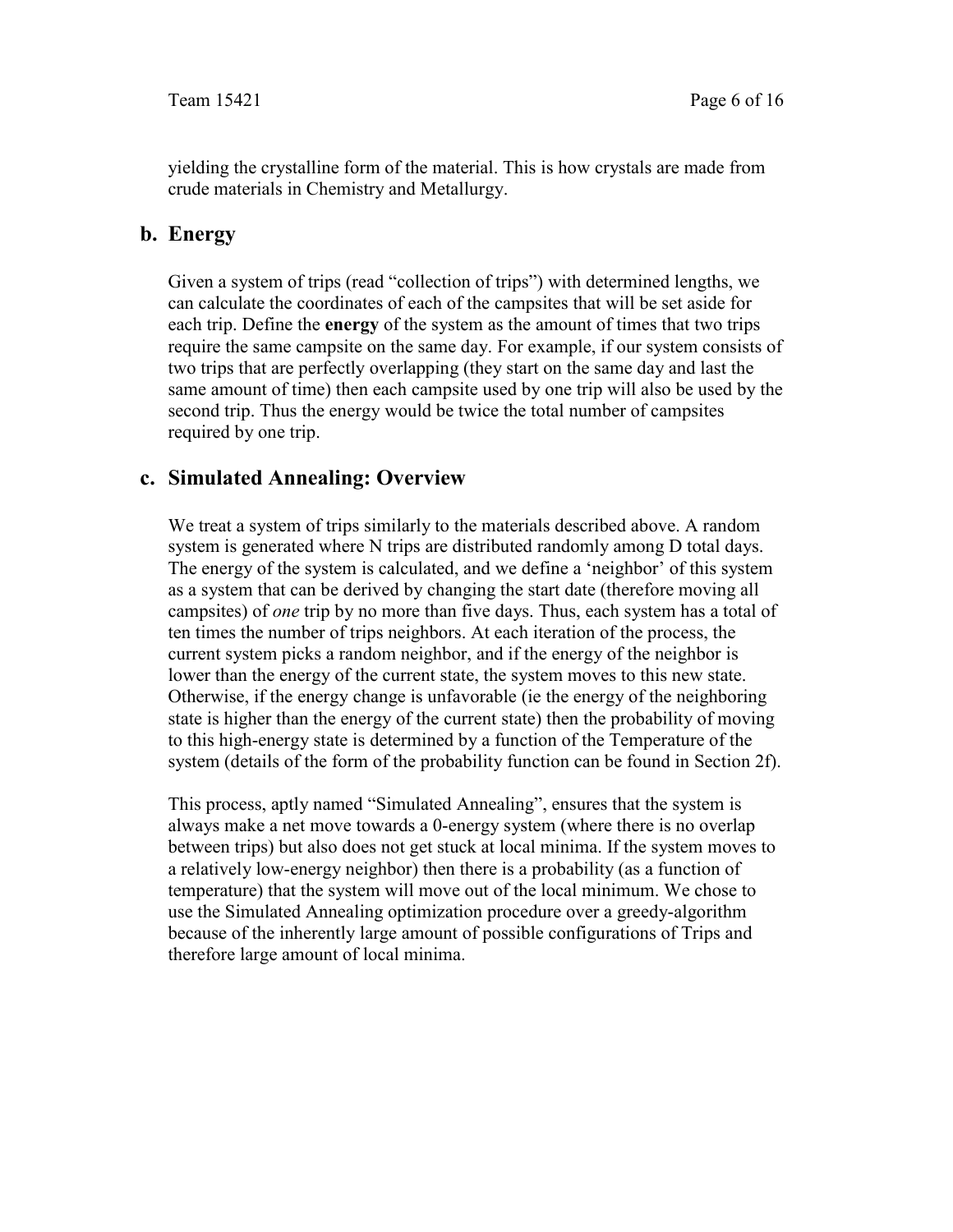yielding the crystalline form of the material. This is how crystals are made from crude materials in Chemistry and Metallurgy.

## b. Energy

Given a system of trips (read "collection of trips") with determined lengths, we can calculate the coordinates of each of the campsites that will be set aside for each trip. Define the **energy** of the system as the amount of times that two trips require the same campsite on the same day. For example, if our system consists of two trips that are perfectly overlapping (they start on the same day and last the same amount of time) then each campsite used by one trip will also be used by the second trip. Thus the energy would be twice the total number of campsites required by one trip.

## c. Simulated Annealing: Overview

We treat a system of trips similarly to the materials described above. A random system is generated where N trips are distributed randomly among D total days. The energy of the system is calculated, and we define a 'neighbor' of this system as a system that can be derived by changing the start date (therefore moving all campsites) of *one* trip by no more than five days. Thus, each system has a total of ten times the number of trips neighbors. At each iteration of the process, the current system picks a random neighbor, and if the energy of the neighbor is lower than the energy of the current state, the system moves to this new state. Otherwise, if the energy change is unfavorable (ie the energy of the neighboring state is higher than the energy of the current state) then the probability of moving to this high-energy state is determined by a function of the Temperature of the system (details of the form of the probability function can be found in Section 2f).

This process, aptly named "Simulated Annealing", ensures that the system is always make a net move towards a 0-energy system (where there is no overlap between trips) but also does not get stuck at local minima. If the system moves to a relatively low-energy neighbor) then there is a probability (as a function of temperature) that the system will move out of the local minimum. We chose to use the Simulated Annealing optimization procedure over a greedy-algorithm because of the inherently large amount of possible configurations of Trips and therefore large amount of local minima.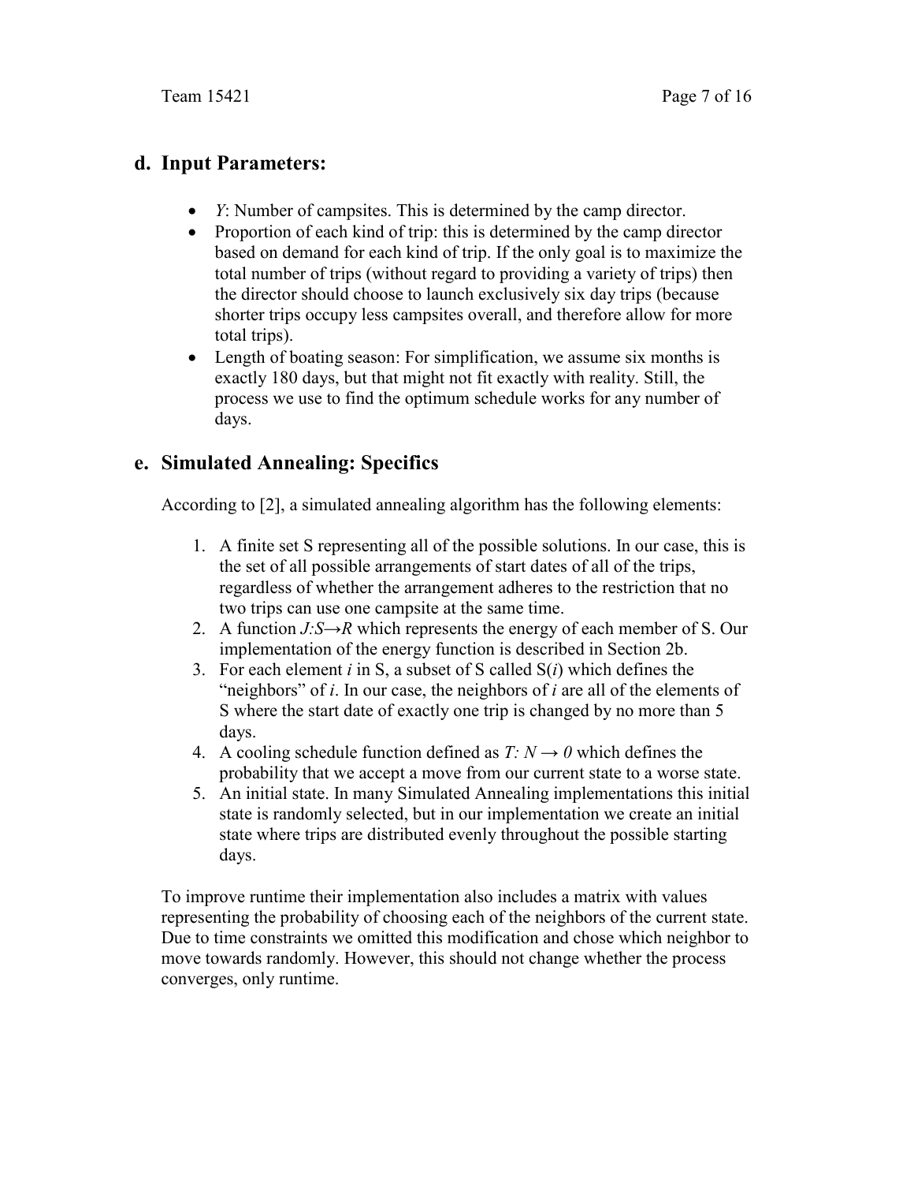## d. Input Parameters:

- $Y$: Number of campsites. This is determined by the camp director.
- Proportion of each kind of trip: this is determined by the camp director based on demand for each kind of trip. If the only goal is to maximize the total number of trips (without regard to providing a variety of trips) then the director should choose to launch exclusively six day trips (because shorter trips occupy less campsites overall, and therefore allow for more total trips).
- Length of boating season: For simplification, we assume six months is exactly 180 days, but that might not fit exactly with reality. Still, the process we use to find the optimum schedule works for any number of days.

## e. Simulated Annealing: Specifics

According to [2], a simulated annealing algorithm has the following elements:

1. A finite set S representing all of the possible solutions. In our case, this is the set of all possible arrangements of start dates of all of the trips, regardless of whether the arrangement adheres to the restriction that no two trips can use one campsite at the same time.
2. A function $J{:}S \rightarrow R$ which represents the energy of each member of S. Our implementation of the energy function is described in Section 2b.
3. For each element $i$ in S, a subset of S called S($i$) which defines the "neighbors" of $i$. In our case, the neighbors of $i$ are all of the elements of S where the start date of exactly one trip is changed by no more than 5 days.
4. A cooling schedule function defined as $T{:}\ N \rightarrow 0$ which defines the probability that we accept a move from our current state to a worse state.
5. An initial state. In many Simulated Annealing implementations this initial state is randomly selected, but in our implementation we create an initial state where trips are distributed evenly throughout the possible starting days.

To improve runtime their implementation also includes a matrix with values representing the probability of choosing each of the neighbors of the current state. Due to time constraints we omitted this modification and chose which neighbor to move towards randomly. However, this should not change whether the process converges, only runtime.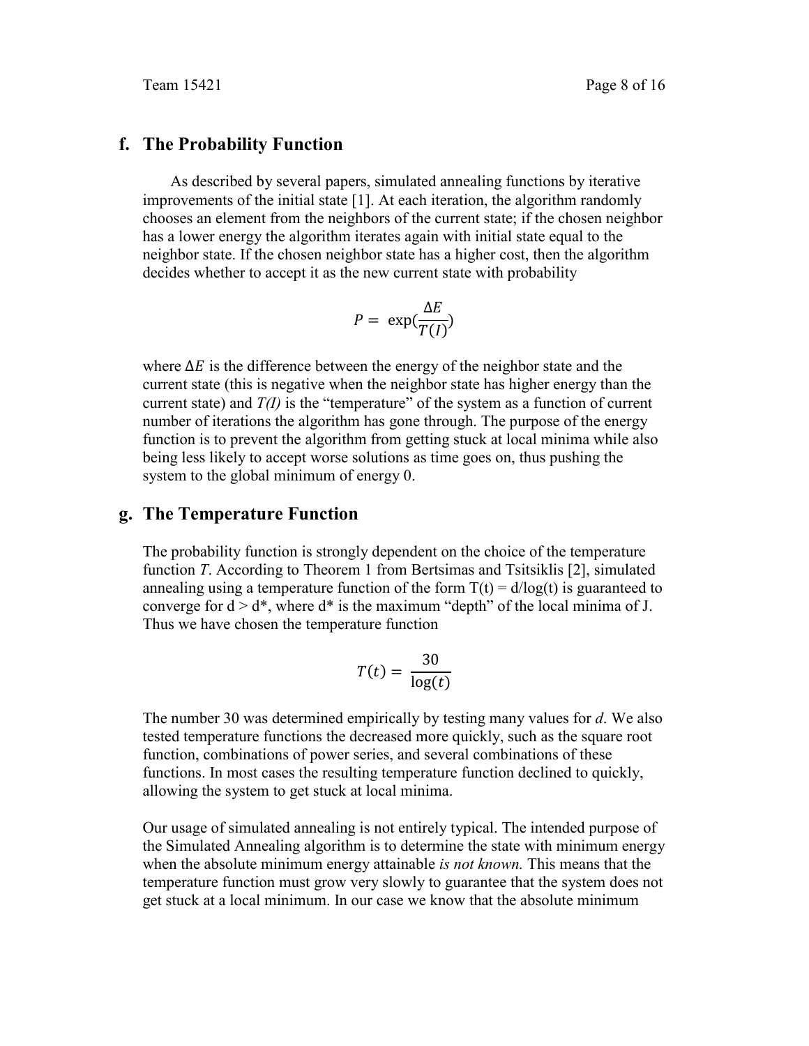## f. The Probability Function

As described by several papers, simulated annealing functions by iterative improvements of the initial state [1]. At each iteration, the algorithm randomly chooses an element from the neighbors of the current state; if the chosen neighbor has a lower energy the algorithm iterates again with initial state equal to the neighbor state. If the chosen neighbor state has a higher cost, then the algorithm decides whether to accept it as the new current state with probability

$$P = \exp(\frac{\Delta E}{T(I)})$$

where $\Delta E$ is the difference between the energy of the neighbor state and the current state (this is negative when the neighbor state has higher energy than the current state) and *T(I)* is the "temperature" of the system as a function of current number of iterations the algorithm has gone through. The purpose of the energy function is to prevent the algorithm from getting stuck at local minima while also being less likely to accept worse solutions as time goes on, thus pushing the system to the global minimum of energy 0.

## g. The Temperature Function

The probability function is strongly dependent on the choice of the temperature function *T*. According to Theorem 1 from Bertsimas and Tsitsiklis [2], simulated annealing using a temperature function of the form $T(t) = d/\log(t)$ is guaranteed to converge for $d > d^*$, where $d^*$ is the maximum "depth" of the local minima of J. Thus we have chosen the temperature function

$$T(t) = \frac{30}{\log(t)}$$

The number 30 was determined empirically by testing many values for *d*. We also tested temperature functions the decreased more quickly, such as the square root function, combinations of power series, and several combinations of these functions. In most cases the resulting temperature function declined to quickly, allowing the system to get stuck at local minima.

Our usage of simulated annealing is not entirely typical. The intended purpose of the Simulated Annealing algorithm is to determine the state with minimum energy when the absolute minimum energy attainable *is not known.* This means that the temperature function must grow very slowly to guarantee that the system does not get stuck at a local minimum. In our case we know that the absolute minimum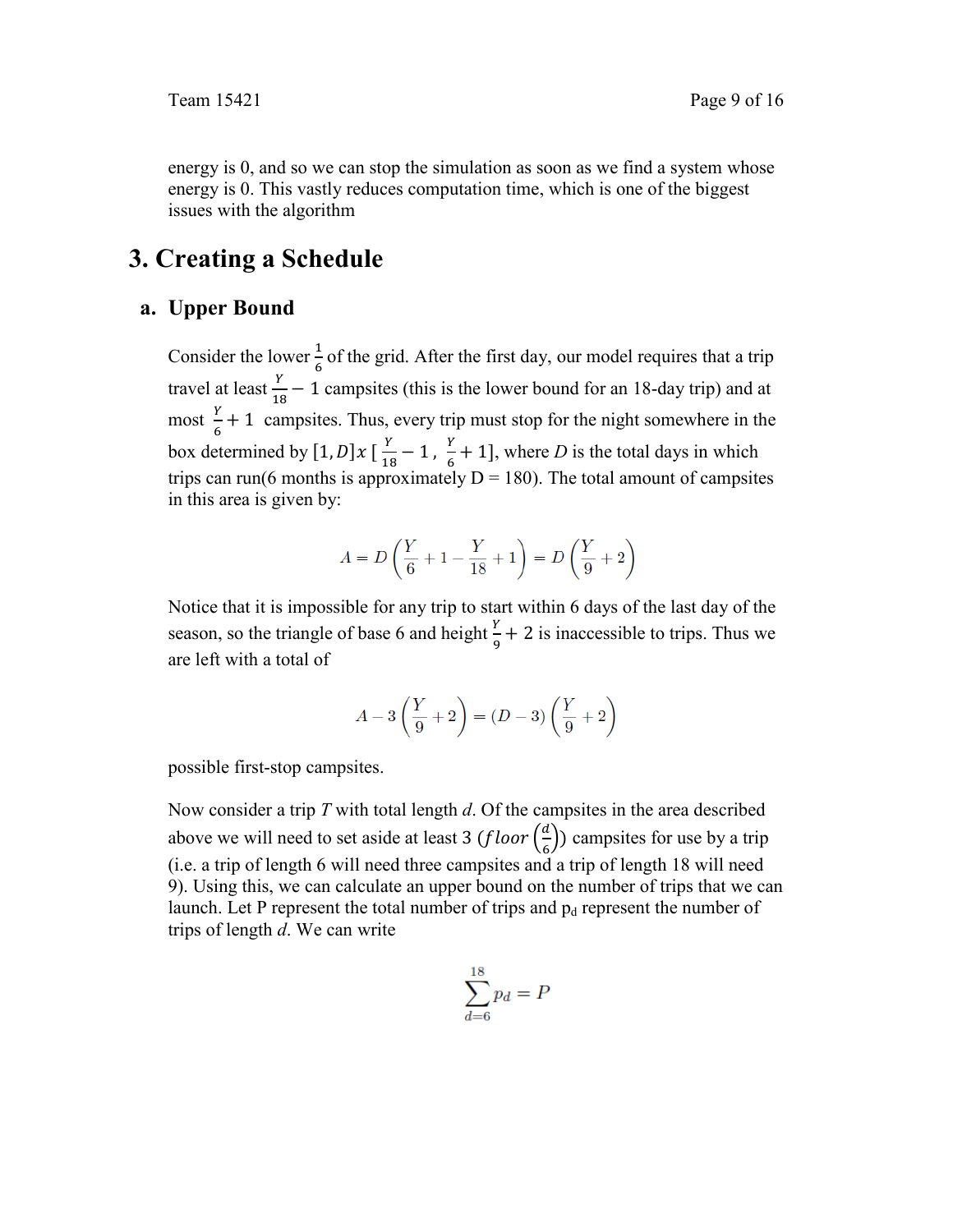energy is 0, and so we can stop the simulation as soon as we find a system whose energy is 0. This vastly reduces computation time, which is one of the biggest issues with the algorithm

# 3. Creating a Schedule

## a. Upper Bound

Consider the lower $\frac{1}{6}$ of the grid. After the first day, our model requires that a trip travel at least $\frac{Y}{18} - 1$ campsites (this is the lower bound for an 18-day trip) and at most $\frac{Y}{6} + 1$ campsites. Thus, every trip must stop for the night somewhere in the box determined by $[1, D] x \left[\frac{Y}{18} - 1, \frac{Y}{6} + 1\right]$, where $D$ is the total days in which trips can run(6 months is approximately D = 180). The total amount of campsites in this area is given by:

$$A = D\left(\frac{Y}{6} + 1 - \frac{Y}{18} + 1\right) = D\left(\frac{Y}{9} + 2\right)$$

Notice that it is impossible for any trip to start within 6 days of the last day of the season, so the triangle of base 6 and height $\frac{Y}{9} + 2$ is inaccessible to trips. Thus we are left with a total of

$$A - 3\left(\frac{Y}{9} + 2\right) = (D - 3)\left(\frac{Y}{9} + 2\right)$$

possible first-stop campsites.

Now consider a trip *T* with total length *d*. Of the campsites in the area described above we will need to set aside at least $3\left(floor\left(\frac{d}{6}\right)\right)$ campsites for use by a trip (i.e. a trip of length 6 will need three campsites and a trip of length 18 will need 9). Using this, we can calculate an upper bound on the number of trips that we can launch. Let P represent the total number of trips and $p_d$ represent the number of trips of length *d*. We can write

$$\sum_{d=6}^{18} p_d = P$$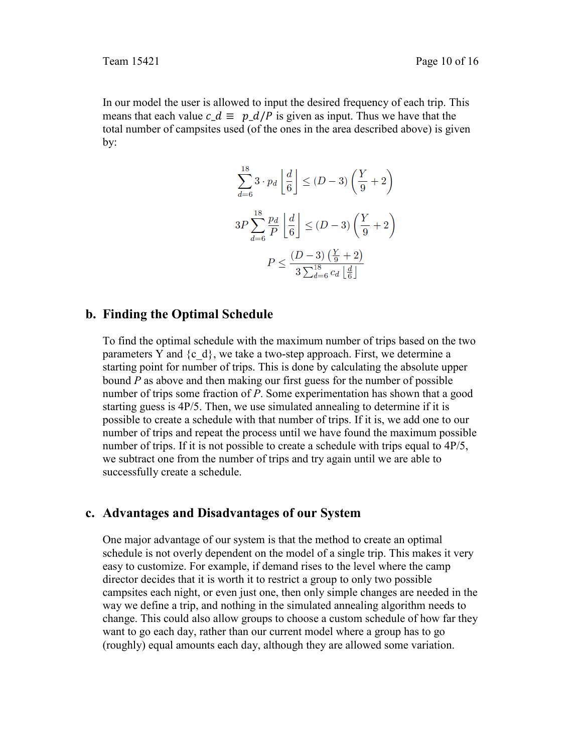In our model the user is allowed to input the desired frequency of each trip. This means that each value $c_d \equiv p_d/P$ is given as input. Thus we have that the total number of campsites used (of the ones in the area described above) is given by:

$$\sum_{d=6}^{18} 3 \cdot p_d \left\lfloor \frac{d}{6} \right\rfloor \leq (D-3)\left(\frac{Y}{9}+2\right)$$

$$3P\sum_{d=6}^{18} \frac{p_d}{P} \left\lfloor \frac{d}{6} \right\rfloor \leq (D-3)\left(\frac{Y}{9}+2\right)$$

$$P \leq \frac{(D-3)\left(\frac{Y}{9}+2\right)}{3\sum_{d=6}^{18} c_d \left\lfloor \frac{d}{6} \right\rfloor}$$

## b. Finding the Optimal Schedule

To find the optimal schedule with the maximum number of trips based on the two parameters Y and {c_d}, we take a two-step approach. First, we determine a starting point for number of trips. This is done by calculating the absolute upper bound *P* as above and then making our first guess for the number of possible number of trips some fraction of *P*. Some experimentation has shown that a good starting guess is 4P/5. Then, we use simulated annealing to determine if it is possible to create a schedule with that number of trips. If it is, we add one to our number of trips and repeat the process until we have found the maximum possible number of trips. If it is not possible to create a schedule with trips equal to 4P/5, we subtract one from the number of trips and try again until we are able to successfully create a schedule.

## c. Advantages and Disadvantages of our System

One major advantage of our system is that the method to create an optimal schedule is not overly dependent on the model of a single trip. This makes it very easy to customize. For example, if demand rises to the level where the camp director decides that it is worth it to restrict a group to only two possible campsites each night, or even just one, then only simple changes are needed in the way we define a trip, and nothing in the simulated annealing algorithm needs to change. This could also allow groups to choose a custom schedule of how far they want to go each day, rather than our current model where a group has to go (roughly) equal amounts each day, although they are allowed some variation.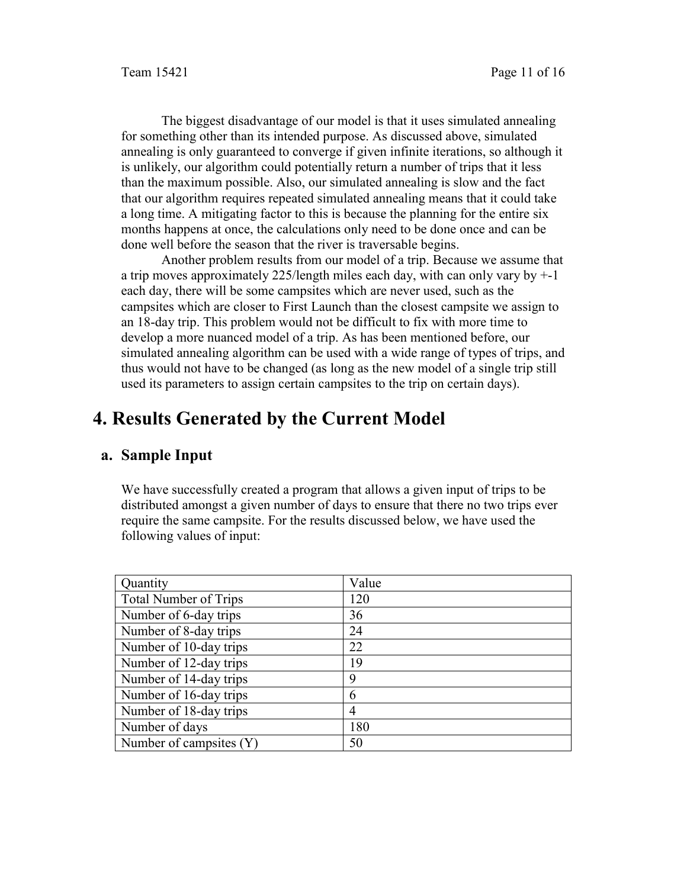The biggest disadvantage of our model is that it uses simulated annealing for something other than its intended purpose. As discussed above, simulated annealing is only guaranteed to converge if given infinite iterations, so although it is unlikely, our algorithm could potentially return a number of trips that it less than the maximum possible. Also, our simulated annealing is slow and the fact that our algorithm requires repeated simulated annealing means that it could take a long time. A mitigating factor to this is because the planning for the entire six months happens at once, the calculations only need to be done once and can be done well before the season that the river is traversable begins.

Another problem results from our model of a trip. Because we assume that a trip moves approximately 225/length miles each day, with can only vary by +-1 each day, there will be some campsites which are never used, such as the campsites which are closer to First Launch than the closest campsite we assign to an 18-day trip. This problem would not be difficult to fix with more time to develop a more nuanced model of a trip. As has been mentioned before, our simulated annealing algorithm can be used with a wide range of types of trips, and thus would not have to be changed (as long as the new model of a single trip still used its parameters to assign certain campsites to the trip on certain days).

# 4. Results Generated by the Current Model

## a. Sample Input

We have successfully created a program that allows a given input of trips to be distributed amongst a given number of days to ensure that there no two trips ever require the same campsite. For the results discussed below, we have used the following values of input:

| Quantity | Value |
|---|---|
| Total Number of Trips | 120 |
| Number of 6-day trips | 36 |
| Number of 8-day trips | 24 |
| Number of 10-day trips | 22 |
| Number of 12-day trips | 19 |
| Number of 14-day trips | 9 |
| Number of 16-day trips | 6 |
| Number of 18-day trips | 4 |
| Number of days | 180 |
| Number of campsites (Y) | 50 |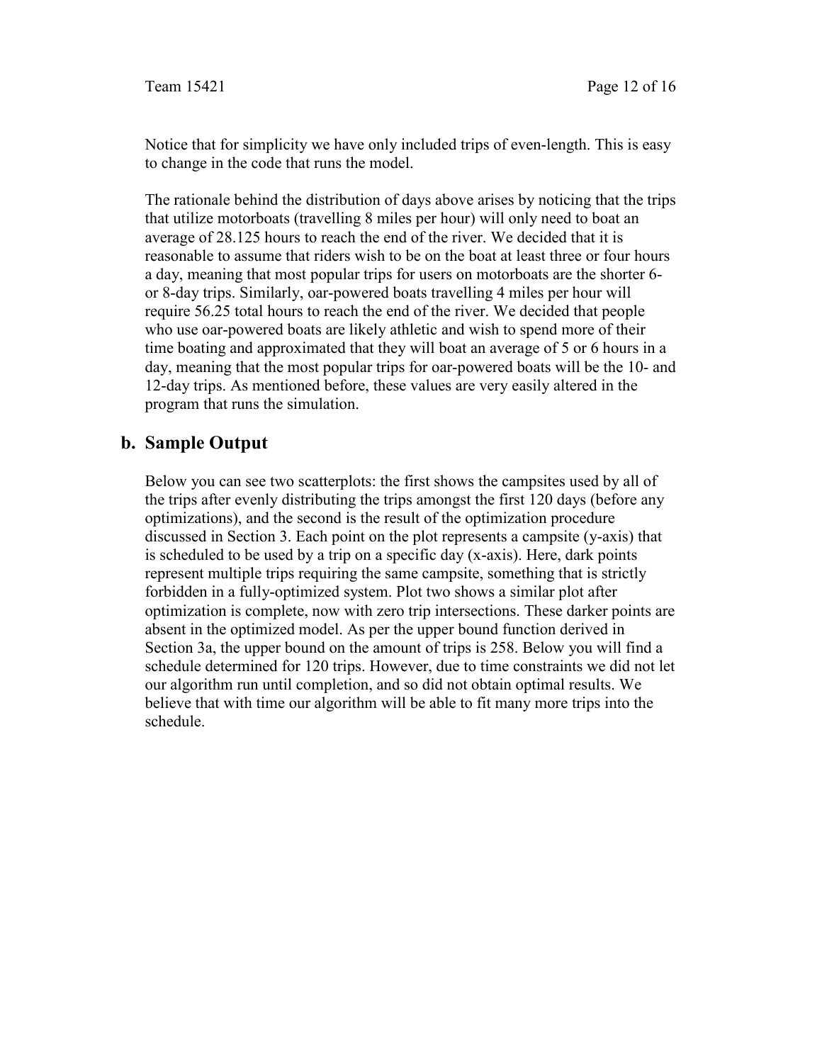Notice that for simplicity we have only included trips of even-length. This is easy to change in the code that runs the model.

The rationale behind the distribution of days above arises by noticing that the trips that utilize motorboats (travelling 8 miles per hour) will only need to boat an average of 28.125 hours to reach the end of the river. We decided that it is reasonable to assume that riders wish to be on the boat at least three or four hours a day, meaning that most popular trips for users on motorboats are the shorter 6- or 8-day trips. Similarly, oar-powered boats travelling 4 miles per hour will require 56.25 total hours to reach the end of the river. We decided that people who use oar-powered boats are likely athletic and wish to spend more of their time boating and approximated that they will boat an average of 5 or 6 hours in a day, meaning that the most popular trips for oar-powered boats will be the 10- and 12-day trips. As mentioned before, these values are very easily altered in the program that runs the simulation.

## b. Sample Output

Below you can see two scatterplots: the first shows the campsites used by all of the trips after evenly distributing the trips amongst the first 120 days (before any optimizations), and the second is the result of the optimization procedure discussed in Section 3. Each point on the plot represents a campsite (y-axis) that is scheduled to be used by a trip on a specific day (x-axis). Here, dark points represent multiple trips requiring the same campsite, something that is strictly forbidden in a fully-optimized system. Plot two shows a similar plot after optimization is complete, now with zero trip intersections. These darker points are absent in the optimized model. As per the upper bound function derived in Section 3a, the upper bound on the amount of trips is 258. Below you will find a schedule determined for 120 trips. However, due to time constraints we did not let our algorithm run until completion, and so did not obtain optimal results. We believe that with time our algorithm will be able to fit many more trips into the schedule.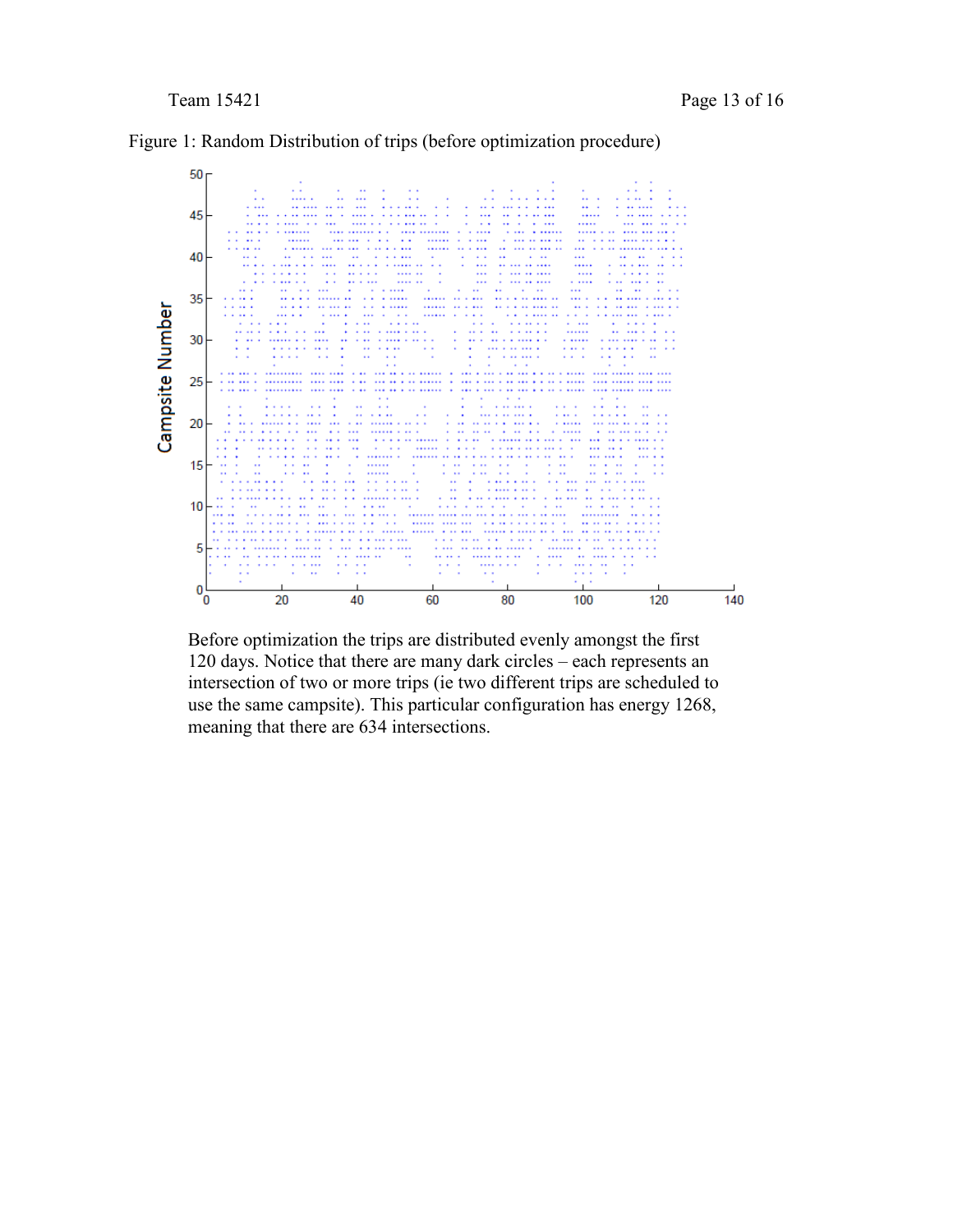Figure 1: Random Distribution of trips (before optimization procedure)

Before optimization the trips are distributed evenly amongst the first 120 days. Notice that there are many dark circles – each represents an intersection of two or more trips (ie two different trips are scheduled to use the same campsite). This particular configuration has energy 1268, meaning that there are 634 intersections.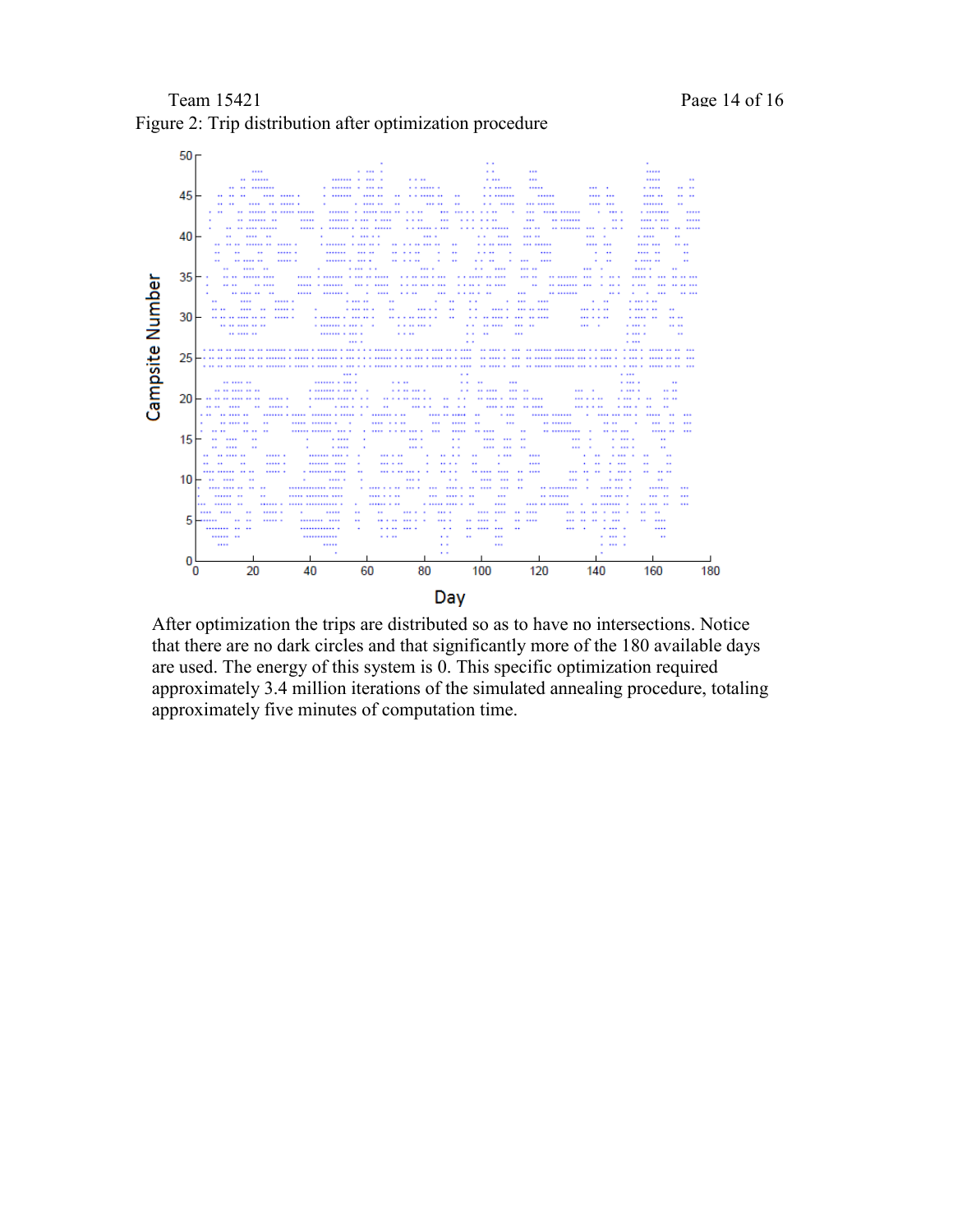Figure 2: Trip distribution after optimization procedure

After optimization the trips are distributed so as to have no intersections. Notice that there are no dark circles and that significantly more of the 180 available days are used. The energy of this system is 0. This specific optimization required approximately 3.4 million iterations of the simulated annealing procedure, totaling approximately five minutes of computation time.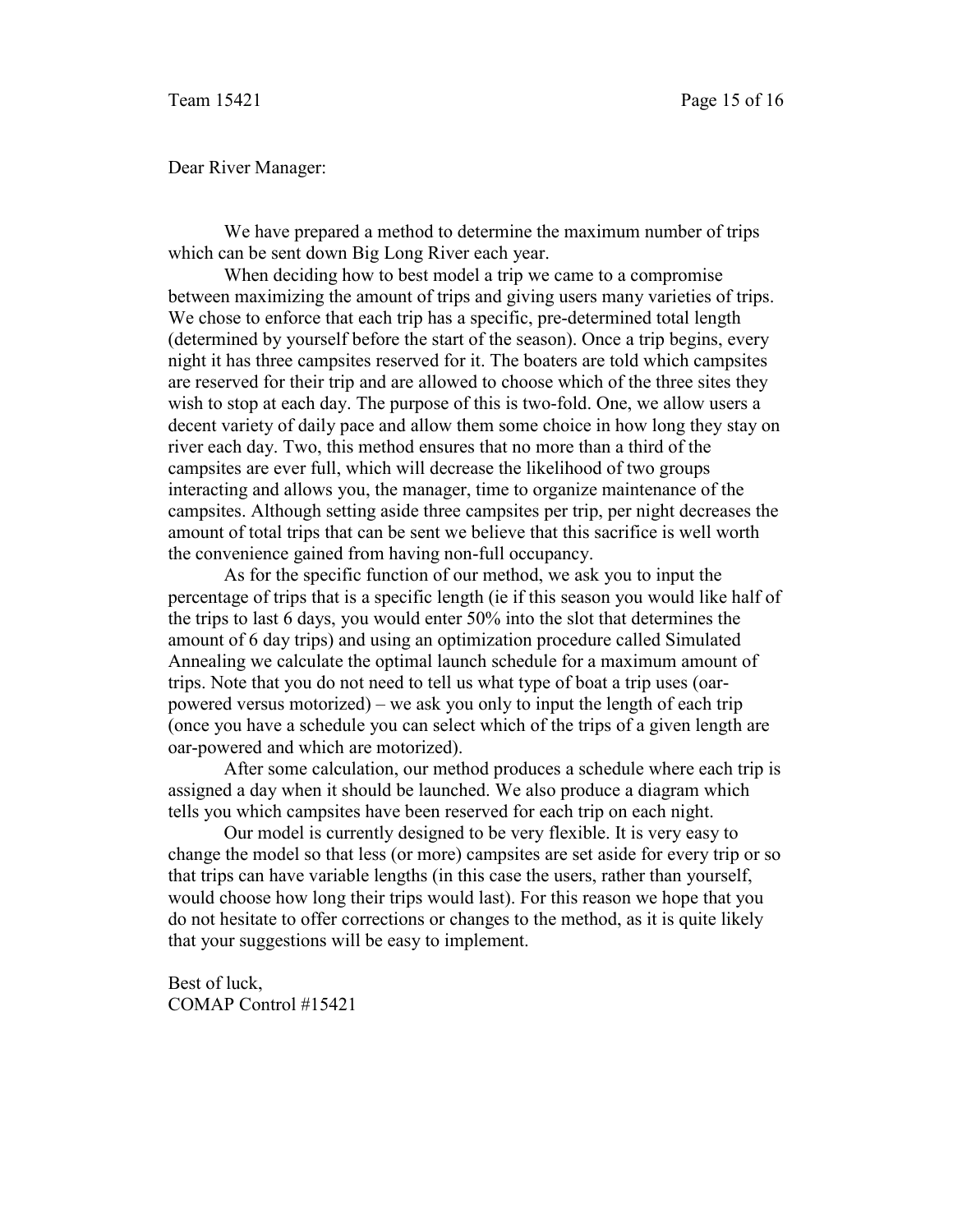Dear River Manager:

We have prepared a method to determine the maximum number of trips which can be sent down Big Long River each year.

When deciding how to best model a trip we came to a compromise between maximizing the amount of trips and giving users many varieties of trips. We chose to enforce that each trip has a specific, pre-determined total length (determined by yourself before the start of the season). Once a trip begins, every night it has three campsites reserved for it. The boaters are told which campsites are reserved for their trip and are allowed to choose which of the three sites they wish to stop at each day. The purpose of this is two-fold. One, we allow users a decent variety of daily pace and allow them some choice in how long they stay on river each day. Two, this method ensures that no more than a third of the campsites are ever full, which will decrease the likelihood of two groups interacting and allows you, the manager, time to organize maintenance of the campsites. Although setting aside three campsites per trip, per night decreases the amount of total trips that can be sent we believe that this sacrifice is well worth the convenience gained from having non-full occupancy.

As for the specific function of our method, we ask you to input the percentage of trips that is a specific length (ie if this season you would like half of the trips to last 6 days, you would enter 50% into the slot that determines the amount of 6 day trips) and using an optimization procedure called Simulated Annealing we calculate the optimal launch schedule for a maximum amount of trips. Note that you do not need to tell us what type of boat a trip uses (oar-powered versus motorized) – we ask you only to input the length of each trip (once you have a schedule you can select which of the trips of a given length are oar-powered and which are motorized).

After some calculation, our method produces a schedule where each trip is assigned a day when it should be launched. We also produce a diagram which tells you which campsites have been reserved for each trip on each night.

Our model is currently designed to be very flexible. It is very easy to change the model so that less (or more) campsites are set aside for every trip or so that trips can have variable lengths (in this case the users, rather than yourself, would choose how long their trips would last). For this reason we hope that you do not hesitate to offer corrections or changes to the method, as it is quite likely that your suggestions will be easy to implement.

Best of luck,  
COMAP Control #15421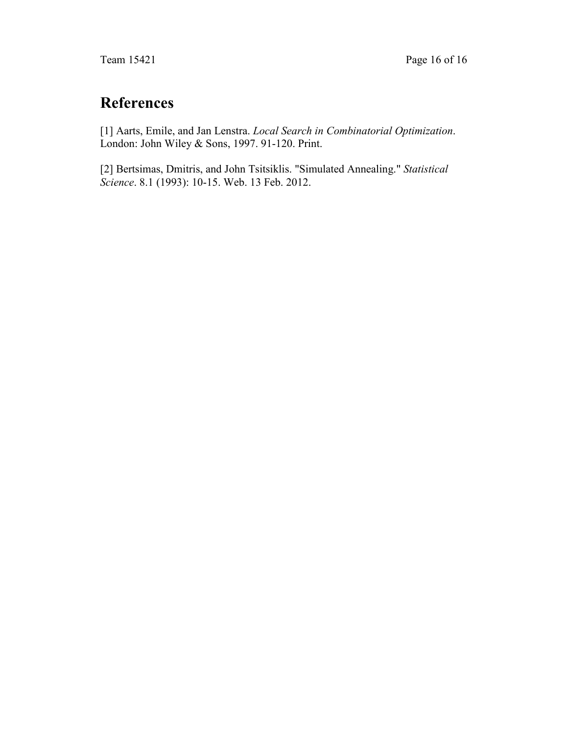# References

[1] Aarts, Emile, and Jan Lenstra. *Local Search in Combinatorial Optimization*. London: John Wiley & Sons, 1997. 91-120. Print.

[2] Bertsimas, Dmitris, and John Tsitsiklis. "Simulated Annealing." *Statistical Science*. 8.1 (1993): 10-15. Web. 13 Feb. 2012.